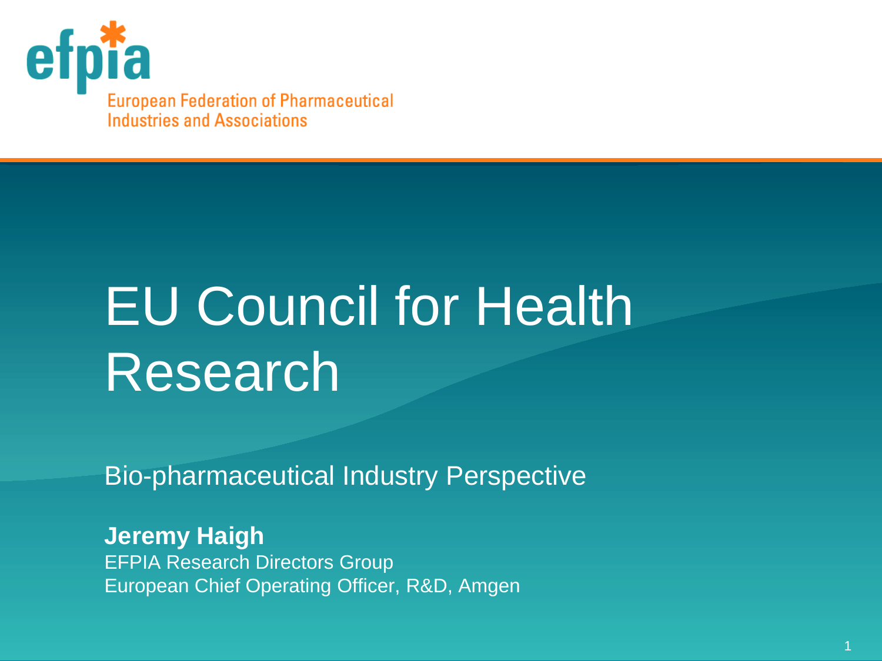efpia

European Federation of Pharmaceutical Industries and Associations

# EU Council for Health Research

Bio-pharmaceutical Industry Perspective

**Jeremy Haigh**
EFPIA Research Directors Group
European Chief Operating Officer, R&D, Amgen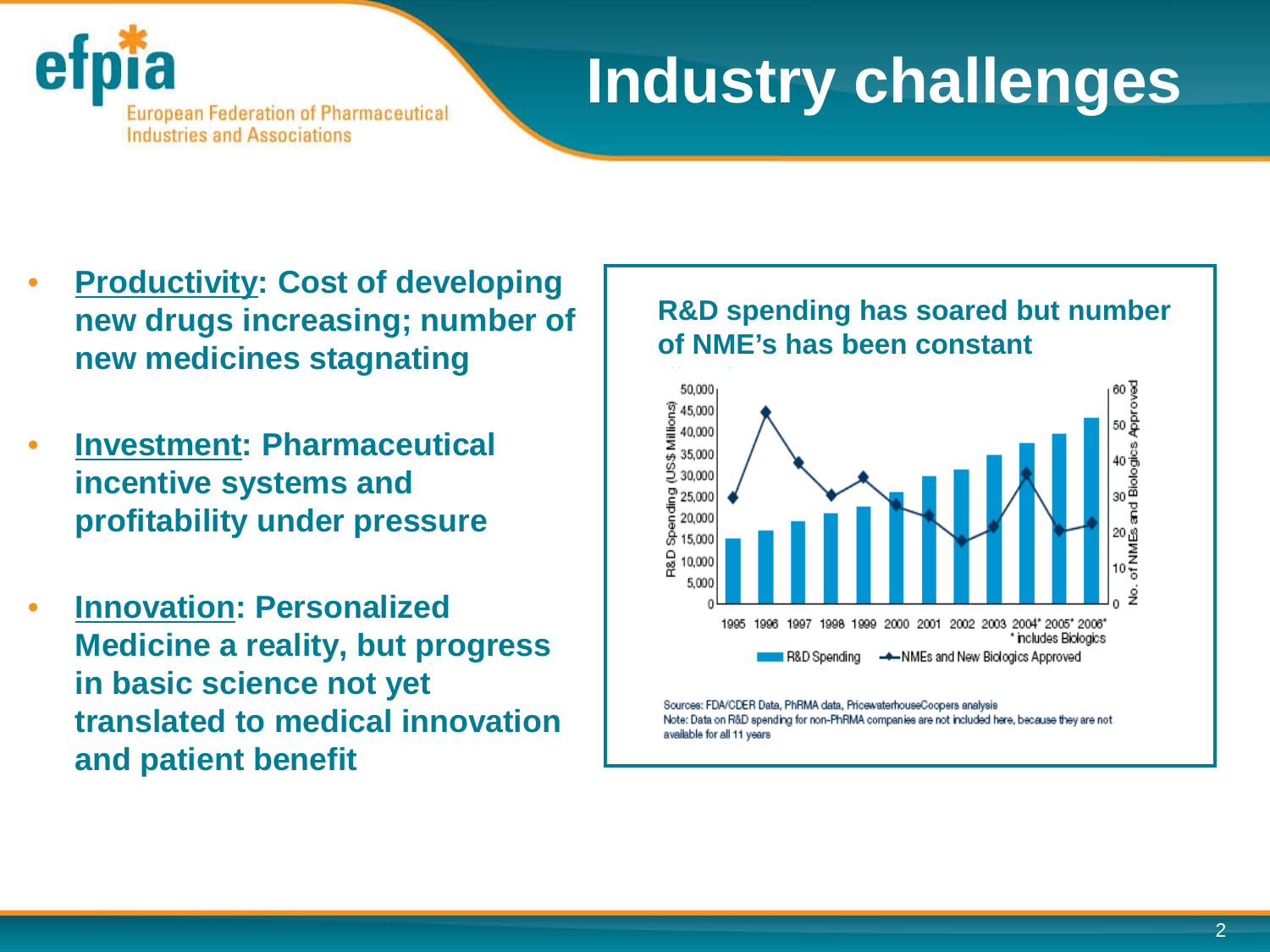# Industry challenges

- **<u>Productivity</u>: Cost of developing new drugs increasing; number of new medicines stagnating**
- **<u>Investment</u>: Pharmaceutical incentive systems and profitability under pressure**
- **<u>Innovation</u>: Personalized Medicine a reality, but progress in basic science not yet translated to medical innovation and patient benefit**

**R&D spending has soared but number of NME's has been constant**

\* includes Biologics

R&D Spending — NMEs and New Biologics Approved

Sources: FDA/CDER Data, PhRMA data, PricewaterhouseCoopers analysis
Note: Data on R&D spending for non-PhRMA companies are not included here, because they are not available for all 11 years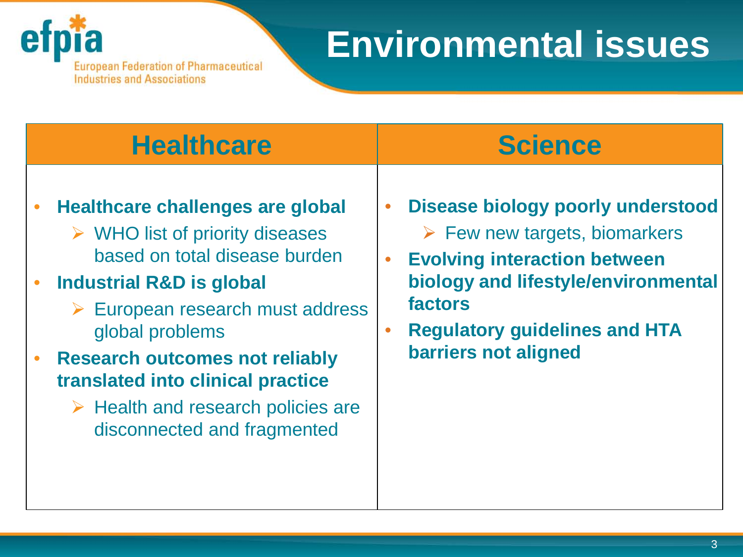# Environmental issues

## Healthcare

- **Healthcare challenges are global**
  - WHO list of priority diseases based on total disease burden
- **Industrial R&D is global**
  - European research must address global problems
- **Research outcomes not reliably translated into clinical practice**
  - Health and research policies are disconnected and fragmented

## Science

- **Disease biology poorly understood**
  - Few new targets, biomarkers
- **Evolving interaction between biology and lifestyle/environmental factors**
- **Regulatory guidelines and HTA barriers not aligned**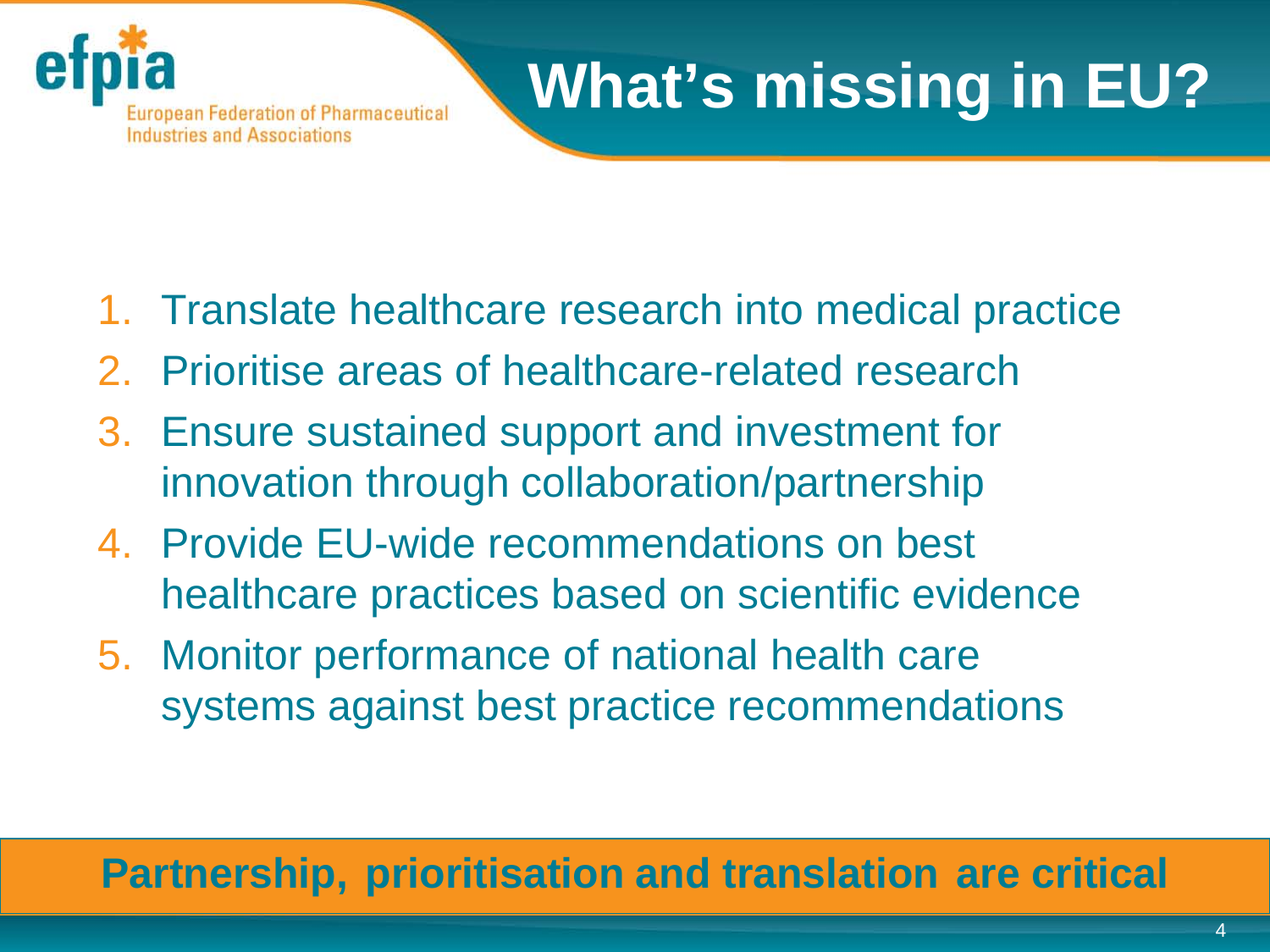efpia
European Federation of Pharmaceutical Industries and Associations

# What's missing in EU?

1. Translate healthcare research into medical practice
2. Prioritise areas of healthcare-related research
3. Ensure sustained support and investment for innovation through collaboration/partnership
4. Provide EU-wide recommendations on best healthcare practices based on scientific evidence
5. Monitor performance of national health care systems against best practice recommendations

**Partnership, prioritisation and translation are critical**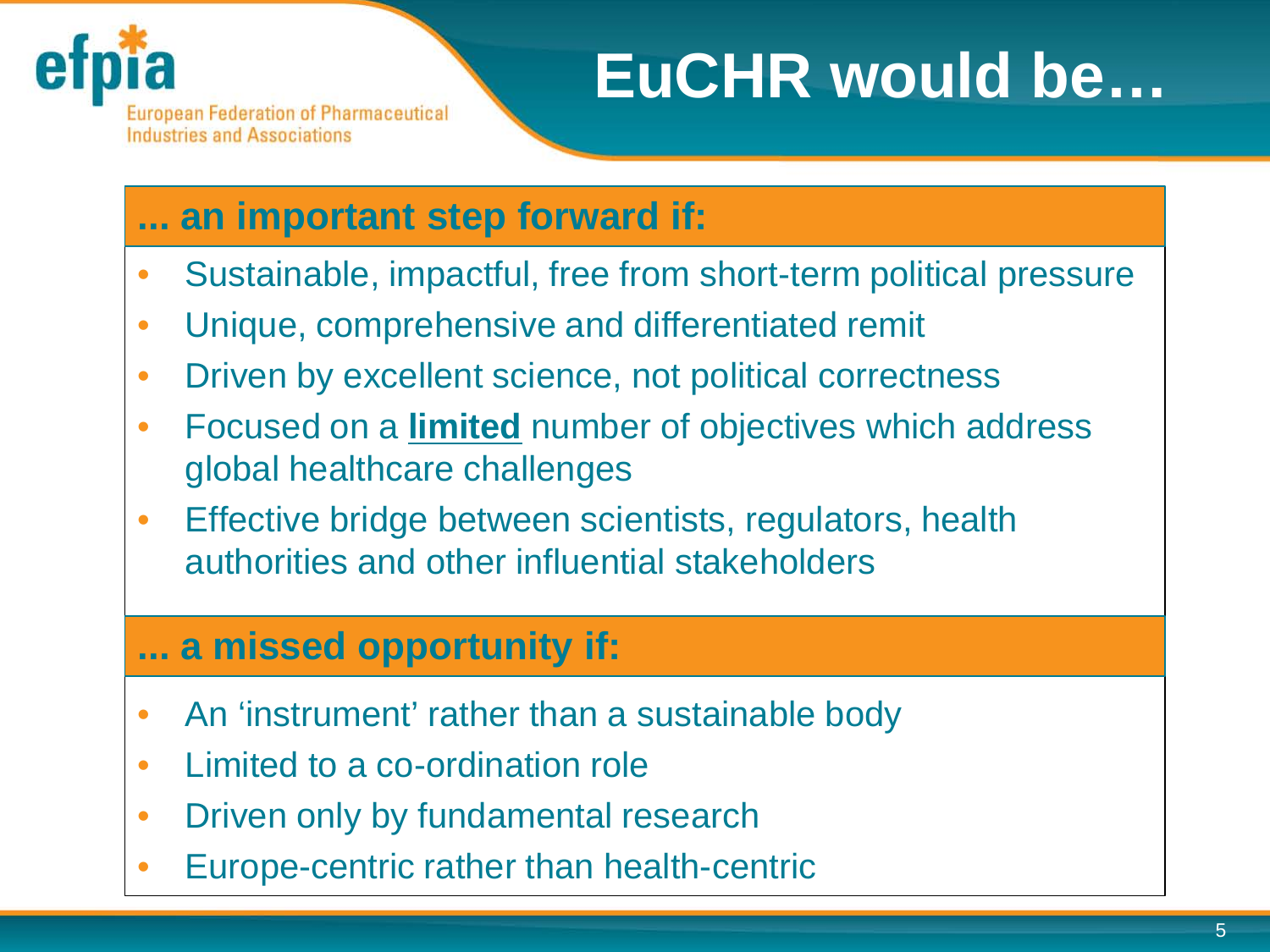efpia
European Federation of Pharmaceutical Industries and Associations

# EuCHR would be…

## ... an important step forward if:

- Sustainable, impactful, free from short-term political pressure
- Unique, comprehensive and differentiated remit
- Driven by excellent science, not political correctness
- Focused on a **limited** number of objectives which address global healthcare challenges
- Effective bridge between scientists, regulators, health authorities and other influential stakeholders

## ... a missed opportunity if:

- An 'instrument' rather than a sustainable body
- Limited to a co-ordination role
- Driven only by fundamental research
- Europe-centric rather than health-centric